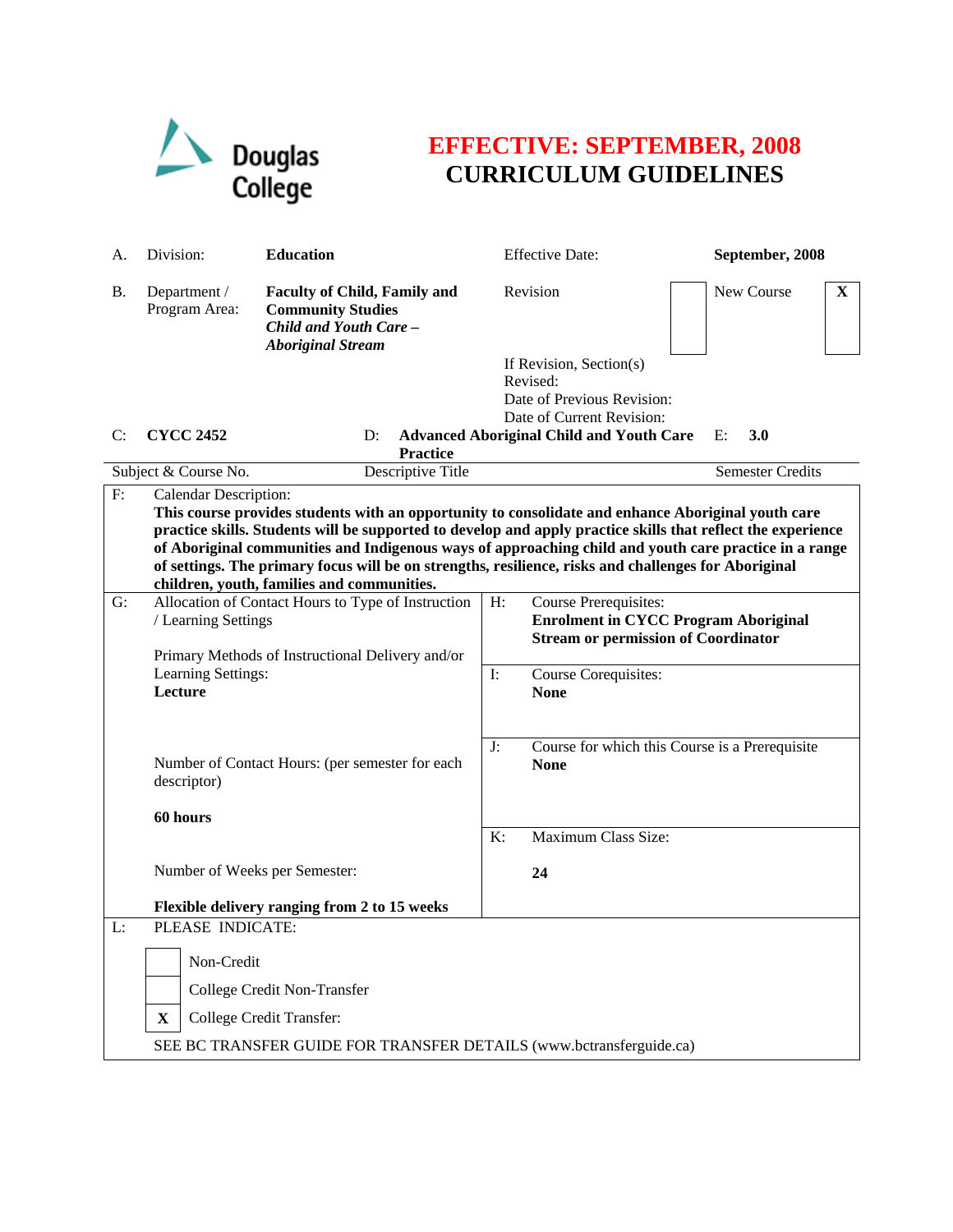Douglas College

# EFFECTIVE: SEPTEMBER, 2008
# CURRICULUM GUIDELINES

| | | | | |
|---|---|---|---|---|
| A. | Division: | **Education** | Effective Date: | **September, 2008** |
| B. | Department / Program Area: | **Faculty of Child, Family and Community Studies** ***Child and Youth Care – Aboriginal Stream*** | Revision [ ] | New Course [X] |
| | | | If Revision, Section(s) Revised: | |
| | | | Date of Previous Revision: | |
| | | | Date of Current Revision: | |

| C: **CYCC 2452** | D: **Advanced Aboriginal Child and Youth Care Practice** | E: **3.0** |
|---|---|---|
| Subject & Course No. | Descriptive Title | Semester Credits |

**F:** Calendar Description:
**This course provides students with an opportunity to consolidate and enhance Aboriginal youth care practice skills. Students will be supported to develop and apply practice skills that reflect the experience of Aboriginal communities and Indigenous ways of approaching child and youth care practice in a range of settings. The primary focus will be on strengths, resilience, risks and challenges for Aboriginal children, youth, families and communities.**

**G:** Allocation of Contact Hours to Type of Instruction / Learning Settings

Primary Methods of Instructional Delivery and/or Learning Settings:
**Lecture**

Number of Contact Hours: (per semester for each descriptor)

**60 hours**

Number of Weeks per Semester:

**Flexible delivery ranging from 2 to 15 weeks**

**H:** Course Prerequisites:
**Enrolment in CYCC Program Aboriginal Stream or permission of Coordinator**

**I:** Course Corequisites:
**None**

**J:** Course for which this Course is a Prerequisite
**None**

**K:** Maximum Class Size:
**24**

**L:** PLEASE INDICATE:

- [ ] Non-Credit
- [ ] College Credit Non-Transfer
- [X] College Credit Transfer:

SEE BC TRANSFER GUIDE FOR TRANSFER DETAILS (www.bctransferguide.ca)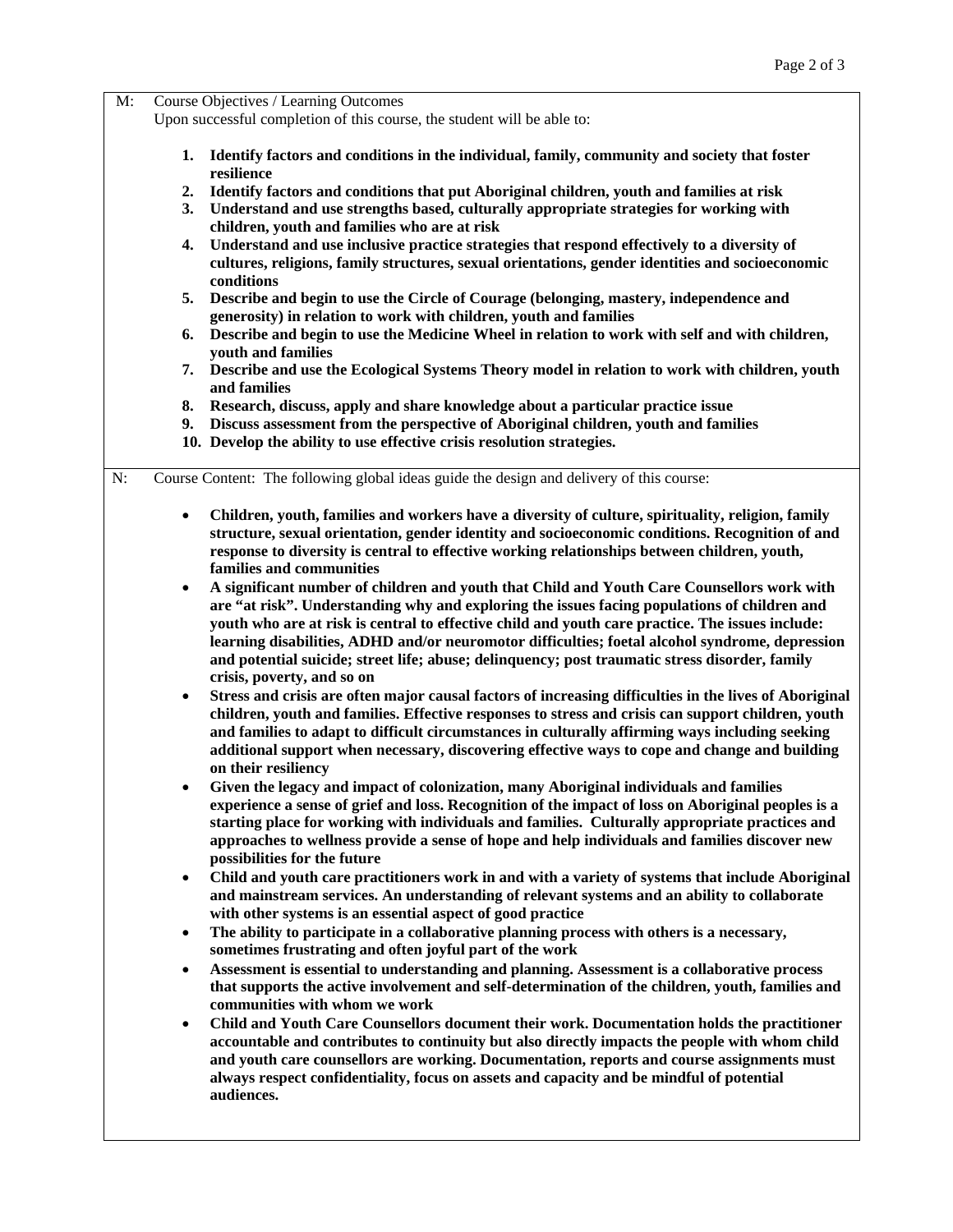M: Course Objectives / Learning Outcomes

Upon successful completion of this course, the student will be able to:

1. **Identify factors and conditions in the individual, family, community and society that foster resilience**
2. **Identify factors and conditions that put Aboriginal children, youth and families at risk**
3. **Understand and use strengths based, culturally appropriate strategies for working with children, youth and families who are at risk**
4. **Understand and use inclusive practice strategies that respond effectively to a diversity of cultures, religions, family structures, sexual orientations, gender identities and socioeconomic conditions**
5. **Describe and begin to use the Circle of Courage (belonging, mastery, independence and generosity) in relation to work with children, youth and families**
6. **Describe and begin to use the Medicine Wheel in relation to work with self and with children, youth and families**
7. **Describe and use the Ecological Systems Theory model in relation to work with children, youth and families**
8. **Research, discuss, apply and share knowledge about a particular practice issue**
9. **Discuss assessment from the perspective of Aboriginal children, youth and families**
10. **Develop the ability to use effective crisis resolution strategies.**

N: Course Content: The following global ideas guide the design and delivery of this course:

- **Children, youth, families and workers have a diversity of culture, spirituality, religion, family structure, sexual orientation, gender identity and socioeconomic conditions. Recognition of and response to diversity is central to effective working relationships between children, youth, families and communities**
- **A significant number of children and youth that Child and Youth Care Counsellors work with are "at risk". Understanding why and exploring the issues facing populations of children and youth who are at risk is central to effective child and youth care practice. The issues include: learning disabilities, ADHD and/or neuromotor difficulties; foetal alcohol syndrome, depression and potential suicide; street life; abuse; delinquency; post traumatic stress disorder, family crisis, poverty, and so on**
- **Stress and crisis are often major causal factors of increasing difficulties in the lives of Aboriginal children, youth and families. Effective responses to stress and crisis can support children, youth and families to adapt to difficult circumstances in culturally affirming ways including seeking additional support when necessary, discovering effective ways to cope and change and building on their resiliency**
- **Given the legacy and impact of colonization, many Aboriginal individuals and families experience a sense of grief and loss. Recognition of the impact of loss on Aboriginal peoples is a starting place for working with individuals and families. Culturally appropriate practices and approaches to wellness provide a sense of hope and help individuals and families discover new possibilities for the future**
- **Child and youth care practitioners work in and with a variety of systems that include Aboriginal and mainstream services. An understanding of relevant systems and an ability to collaborate with other systems is an essential aspect of good practice**
- **The ability to participate in a collaborative planning process with others is a necessary, sometimes frustrating and often joyful part of the work**
- **Assessment is essential to understanding and planning. Assessment is a collaborative process that supports the active involvement and self-determination of the children, youth, families and communities with whom we work**
- **Child and Youth Care Counsellors document their work. Documentation holds the practitioner accountable and contributes to continuity but also directly impacts the people with whom child and youth care counsellors are working. Documentation, reports and course assignments must always respect confidentiality, focus on assets and capacity and be mindful of potential audiences.**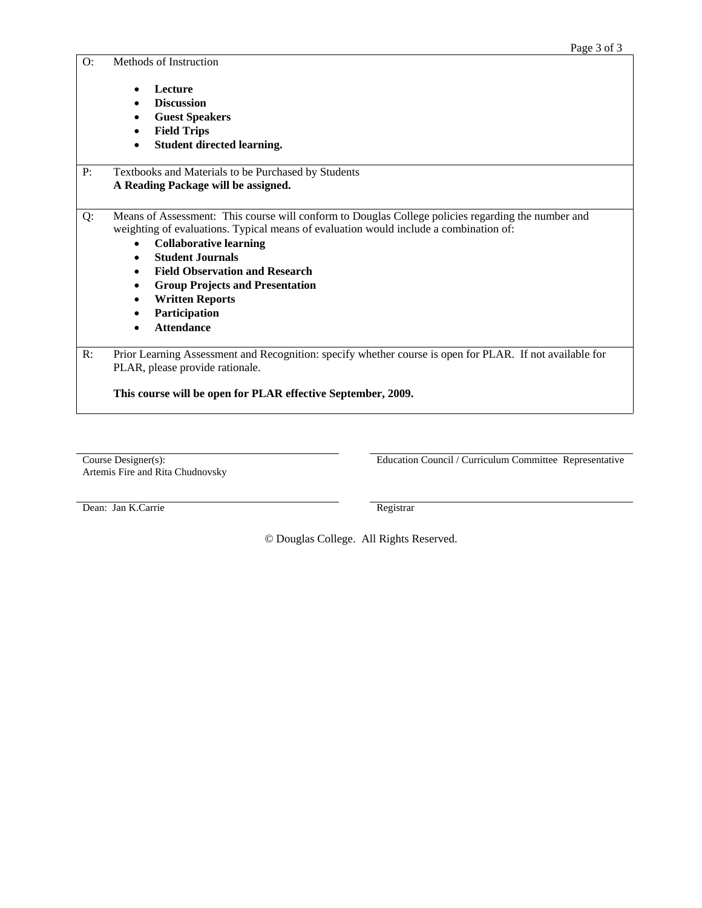O: Methods of Instruction

- **Lecture**
- **Discussion**
- **Guest Speakers**
- **Field Trips**
- **Student directed learning.**

P: Textbooks and Materials to be Purchased by Students

**A Reading Package will be assigned.**

Q: Means of Assessment: This course will conform to Douglas College policies regarding the number and weighting of evaluations. Typical means of evaluation would include a combination of:

- **Collaborative learning**
- **Student Journals**
- **Field Observation and Research**
- **Group Projects and Presentation**
- **Written Reports**
- **Participation**
- **Attendance**

R: Prior Learning Assessment and Recognition: specify whether course is open for PLAR. If not available for PLAR, please provide rationale.

**This course will be open for PLAR effective September, 2009.**

Course Designer(s):
Artemis Fire and Rita Chudnovsky

Education Council / Curriculum Committee Representative

Dean: Jan K.Carrie

Registrar

© Douglas College. All Rights Reserved.